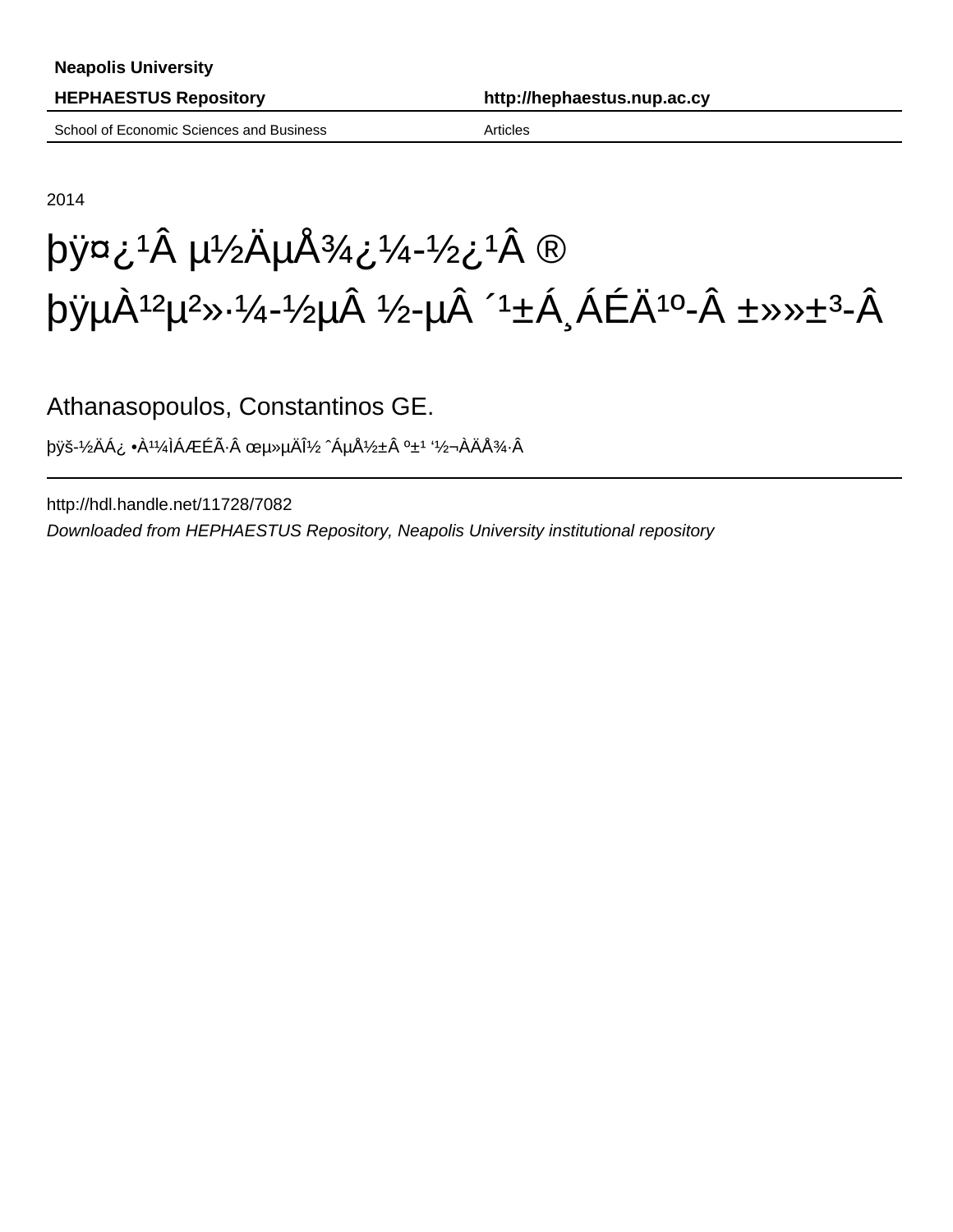Neapolis University

**HEPHAESTUS Repository** **http://hephaestus.nup.ac.cy**

School of Economic Sciences and Business Articles

2014

# þÿ¤¿¹Â µ½ÄµÅ¾¿¼­½¿¹Â ® þÿµÀ¹²µ²»·¼­½µÂ ½­µÂ ´¹±Á¸ÁÉÄ¹º­Â ±»»±³­Â

Athanasopoulos, Constantinos GE.

þÿš­½ÄÁ¿ •À¹¼ÌÁÆÉÃ·Â œµ»µÄÎ½ ˆÁµÅ½±Â º±¹ ‘½¬ÀÄÅ¾·Â

http://hdl.handle.net/11728/7082

*Downloaded from HEPHAESTUS Repository, Neapolis University institutional repository*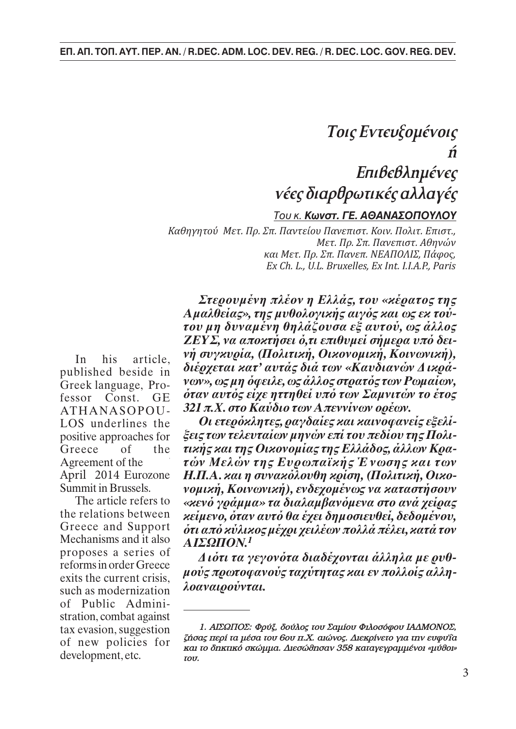# *Τοις Εντευξομένοις*
# *ή*
# *Επιβεβλημένες νέες διαρθρωτικές αλλαγές*

*Του κ.* ***Κωνστ. ΓΕ. ΑΘΑΝΑΣΟΠΟΥΛΟΥ***

*Καθηγητού Μετ. Πρ. Σπ. Παντείου Πανεπιστ. Κοιν. Πολιτ. Επιστ.,*
*Μετ. Πρ. Σπ. Πανεπιστ. Αθηνών*
*και Μετ. Πρ. Σπ. Πανεπ. ΝΕΑΠΟΛΙΣ, Πάφος,*
*Ex Ch. L., U.L. Bruxelles, Ex Int. I.I.A.P., Paris*

In his article, published beside in Greek language, Professor Const. GE ATHANASOPOULOS underlines the positive approaches for Greece of the Agreement of the April 2014 Eurozone Summit in Brussels.

The article refers to the relations between Greece and Support Mechanisms and it also proposes a series of reforms in order Greece exits the current crisis, such as modernization of Public Administration, combat against tax evasion, suggestion of new policies for development, etc.

***Στερουμένη πλέον η Ελλάς, του «κέρατος της Αμαλθείας», της μυθολογικής αιγός και ως εκ τούτου μη δυναμένη θηλάζουσα εξ αυτού, ως άλλος ΖΕΥΣ, να αποκτήσει ό,τι επιθυμεί σήμερα υπό δεινή συγκυρία, (Πολιτική, Οικονομική, Κοινωνική), διέρχεται κατ' αυτάς διά των «Καυδιανών Δικράνων», ως μη όφειλε, ως άλλος στρατός των Ρωμαίων, όταν αυτός είχε ηττηθεί υπό των Σαμνιτών το έτος 321 π.Χ. στο Καύδιο των Απεννίνων ορέων.***

***Οι ετερόκλητες, ραγδαίες και καινοφανείς εξελίξεις των τελευταίων μηνών επί του πεδίου της Πολιτικής και της Οικονομίας της Ελλάδος, άλλων Κρατών Μελών της Ευρωπαϊκής Ένωσης και των Η.Π.Α. και η συνακόλουθη κρίση, (Πολιτική, Οικονομική, Κοινωνική), ενδεχομένως να καταστήσουν «κενό γράμμα» τα διαλαμβανόμενα στο ανά χείρας κείμενο, όταν αυτό θα έχει δημοσιευθεί, δεδομένου, ότι από κύλικος μέχρι χειλέων πολλά πέλει, κατά τον ΑΙΣΩΠΟΝ.[1]***

***Διότι τα γεγονότα διαδέχονται άλληλα με ρυθμούς πρωτοφανούς ταχύτητας και εν πολλοίς αλληλοαναιρούνται.***

---

*[1]. ΑΙΣΩΠΟΣ: Φρύξ, δούλος του Σαμίου Φιλοσόφου ΙΑΔΜΟΝΟΣ, ζήσας περί τα μέσα του 6ου π.Χ. αιώνος. Διεκρίνετο για την ευφυΐα και το δηκτικό σκώμμα. Διεσώθησαν 358 καταγεγραμμένοι «μύθοι» του.*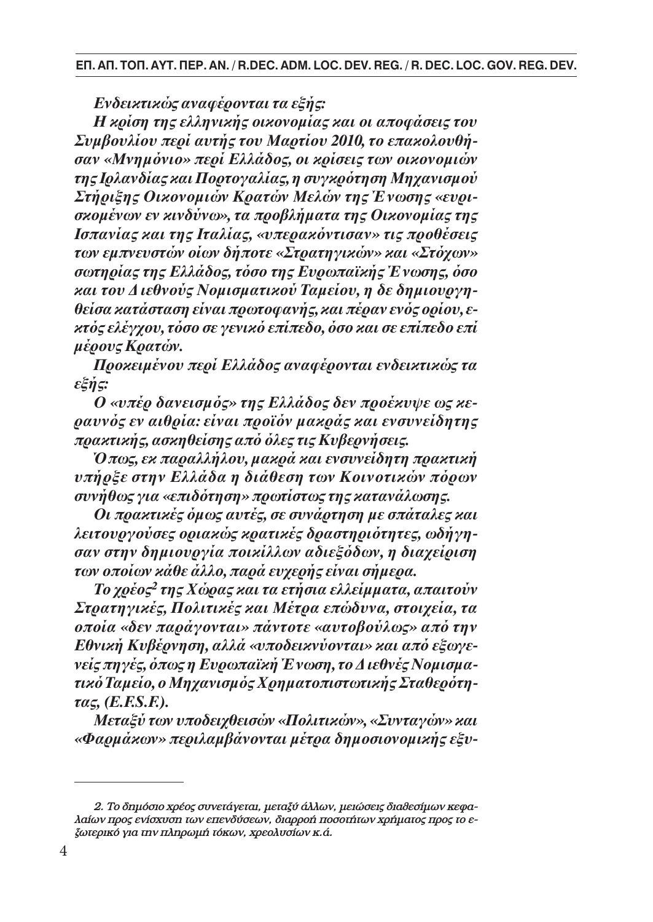*Ενδεικτικώς αναφέρονται τα εξής:*

*Η κρίση της ελληνικής οικονομίας και οι αποφάσεις του Συμβουλίου περί αυτής του Μαρτίου 2010, το επακολουθήσαν «Μνημόνιο» περί Ελλάδος, οι κρίσεις των οικονομιών της Ιρλανδίας και Πορτογαλίας, η συγκρότηση Μηχανισμού Στήριξης Οικονομιών Κρατών Μελών της Ένωσης «ευρισκομένων εν κινδύνω», τα προβλήματα της Οικονομίας της Ισπανίας και της Ιταλίας, «υπερακόντισαν» τις προθέσεις των εμπνευστών οίων δήποτε «Στρατηγικών» και «Στόχων» σωτηρίας της Ελλάδος, τόσο της Ευρωπαϊκής Ένωσης, όσο και του Διεθνούς Νομισματικού Ταμείου, η δε δημιουργηθείσα κατάσταση είναι πρωτοφανής, και πέραν ενός ορίου, εκτός ελέγχου, τόσο σε γενικό επίπεδο, όσο και σε επίπεδο επί μέρους Κρατών.*

*Προκειμένου περί Ελλάδος αναφέρονται ενδεικτικώς τα εξής:*

*Ο «υπέρ δανεισμός» της Ελλάδος δεν προέκυψε ως κεραυνός εν αιθρία: είναι προϊόν μακράς και ενσυνείδητης πρακτικής, ασκηθείσης από όλες τις Κυβερνήσεις.*

*Όπως, εκ παραλλήλου, μακρά και ενσυνείδητη πρακτική υπήρξε στην Ελλάδα η διάθεση των Κοινοτικών πόρων συνήθως για «επιδότηση» πρωτίστως της κατανάλωσης.*

*Οι πρακτικές όμως αυτές, σε συνάρτηση με σπάταλες και λειτουργούσες οριακώς κρατικές δραστηριότητες, ωδήγησαν στην δημιουργία ποικίλλων αδιεξόδων, η διαχείριση των οποίων κάθε άλλο, παρά ευχερής είναι σήμερα.*

*Το χρέος[2] της Χώρας και τα ετήσια ελλείμματα, απαιτούν Στρατηγικές, Πολιτικές και Μέτρα επώδυνα, στοιχεία, τα οποία «δεν παράγονται» πάντοτε «αυτοβούλως» από την Εθνική Κυβέρνηση, αλλά «υποδεικνύονται» και από εξωγενείς πηγές, όπως η Ευρωπαϊκή Ένωση, το Διεθνές Νομισματικό Ταμείο, ο Μηχανισμός Χρηματοπιστωτικής Σταθερότητας, (E.F.S.F.).*

*Μεταξύ των υποδειχθεισών «Πολιτικών», «Συνταγών» και «Φαρμάκων» περιλαμβάνονται μέτρα δημοσιονομικής εξυ-*

---

*2. Το δημόσιο χρέος συνετάγεται, μεταξύ άλλων, μειώσεις διαθεσίμων κεφαλαίων προς ενίσχυση των επενδύσεων, διαρροή ποσοτήτων χρήματος προς το εξωτερικό για την πληρωμή τόκων, χρεολυσίων κ.ά.*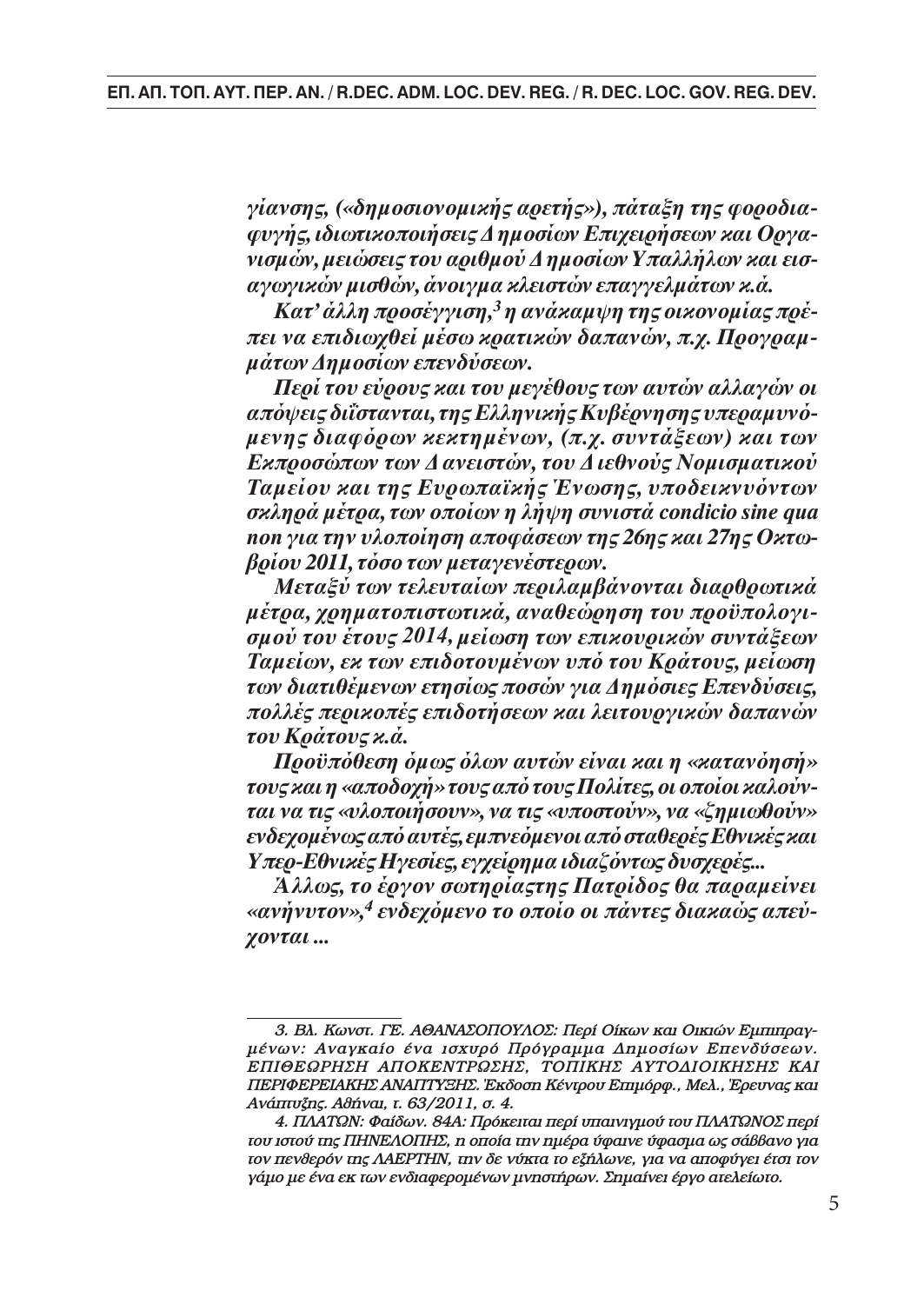*γίανσης, («δημοσιονομικής αρετής»), πάταξη της φοροδιαφυγής, ιδιωτικοποιήσεις Δημοσίων Επιχειρήσεων και Οργανισμών, μειώσεις του αριθμού Δημοσίων Υπαλλήλων και εισαγωγικών μισθών, άνοιγμα κλειστών επαγγελμάτων κ.ά.*

*Κατ' άλλη προσέγγιση,[3] η ανάκαμψη της οικονομίας πρέπει να επιδιωχθεί μέσω κρατικών δαπανών, π.χ. Προγραμμάτων Δημοσίων επενδύσεων.*

*Περί του εύρους και του μεγέθους των αυτών αλλαγών οι απόψεις διΐστανται, της Ελληνικής Κυβέρνησης υπεραμυνόμενης διαφόρων κεκτημένων, (π.χ. συντάξεων) και των Εκπροσώπων των Δανειστών, του Διεθνούς Νομισματικού Ταμείου και της Ευρωπαϊκής Ένωσης, υποδεικνυόντων σκληρά μέτρα, των οποίων η λήψη συνιστά condicio sine qua non για την υλοποίηση αποφάσεων της 26ης και 27ης Οκτωβρίου 2011, τόσο των μεταγενέστερων.*

*Μεταξύ των τελευταίων περιλαμβάνονται διαρθρωτικά μέτρα, χρηματοπιστωτικά, αναθεώρηση του προϋπολογισμού του έτους 2014, μείωση των επικουρικών συντάξεων Ταμείων, εκ των επιδοτουμένων υπό του Κράτους, μείωση των διατιθέμενων ετησίως ποσών για Δημόσιες Επενδύσεις, πολλές περικοπές επιδοτήσεων και λειτουργικών δαπανών του Κράτους κ.ά.*

*Προϋπόθεση όμως όλων αυτών είναι και η «κατανόησή» τους και η «αποδοχή» τους από τους Πολίτες, οι οποίοι καλούνται να τις «υλοποιήσουν», να τις «υποστούν», να «ζημιωθούν» ενδεχομένως από αυτές, εμπνεόμενοι από σταθερές Εθνικές και Υπερ-Εθνικές Ηγεσίες, εγχείρημα ιδιαζόντως δυσχερές...*

*Άλλως, το έργον σωτηρίαστης Πατρίδος θα παραμείνει «ανήνυτον»,[4] ενδεχόμενο το οποίο οι πάντες διακαώς απεύχονται ...*

---

*3. Βλ. Κωνστ. ΓΕ. ΑΘΑΝΑΣΟΠΟΥΛΟΣ: Περί Οίκων και Οικιών Εμπιπραγμένων: Αναγκαίο ένα ισχυρό Πρόγραμμα Δημοσίων Επενδύσεων. ΕΠΙΘΕΩΡΗΣΗ ΑΠΟΚΕΝΤΡΩΣΗΣ, ΤΟΠΙΚΗΣ ΑΥΤΟΔΙΟΙΚΗΣΗΣ ΚΑΙ ΠΕΡΙΦΕΡΕΙΑΚΗΣ ΑΝΑΠΤΥΞΗΣ. Έκδοση Κέντρου Επιμόρφ., Μελ., Έρευνας και Ανάπτυξης. Αθήναι, τ. 63/2011, σ. 4.*

*4. ΠΛΑΤΩΝ: Φαίδων. 84Α: Πρόκειται περί υπαινιγμού του ΠΛΑΤΩΝΟΣ περί του ιστού της ΠΗΝΕΛΟΠΗΣ, η οποία την ημέρα ύφαινε ύφασμα ως σάββανο για τον πενθερόν της ΛΑΕΡΤΗΝ, την δε νύκτα το εξήλωνε, για να αποφύγει έτσι τον γάμο με ένα εκ των ενδιαφερομένων μνηστήρων. Σημαίνει έργο ατελείωτο.*